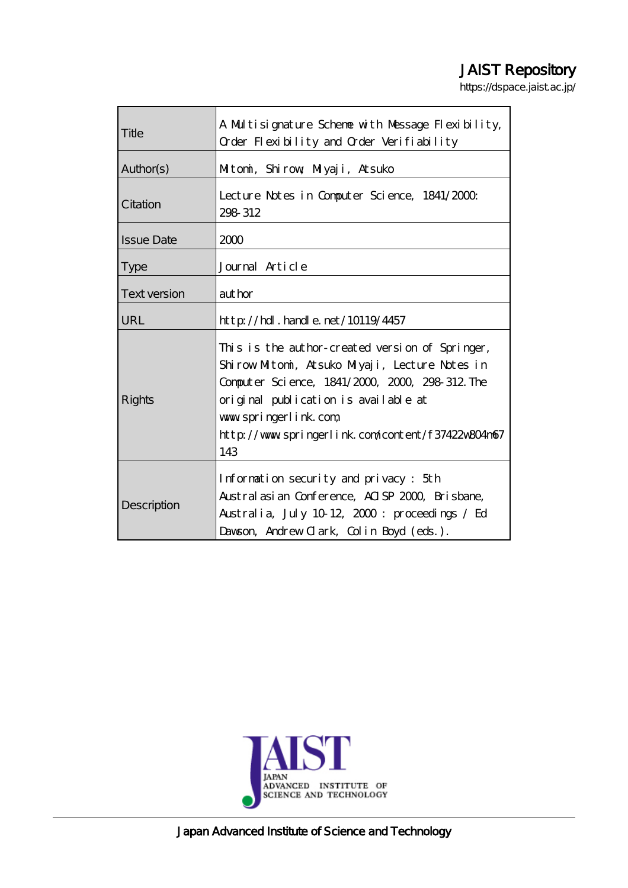JAIST Repository

https://dspace.jaist.ac.jp/

| Title | A Multisignature Scheme with Message Flexibility, Order Flexibility and Order Verifiability |
| --- | --- |
| Author(s) | Mitomi, Shirow; Miyaji, Atsuko |
| Citation | Lecture Notes in Computer Science, 1841/2000: 298-312 |
| Issue Date | 2000 |
| Type | Journal Article |
| Text version | author |
| URL | http://hdl.handle.net/10119/4457 |
| Rights | This is the author-created version of Springer, Shirow Mitomi, Atsuko Miyaji, Lecture Notes in Computer Science, 1841/2000, 2000, 298-312. The original publication is available at www.springerlink.com, http://www.springerlink.com/content/f37422w804m67143 |
| Description | Information security and privacy : 5th Australasian Conference, ACISP 2000, Brisbane, Australia, July 10-12, 2000 : proceedings / Ed Dawson, Andrew Clark, Colin Boyd (eds.). |

Japan Advanced Institute of Science and Technology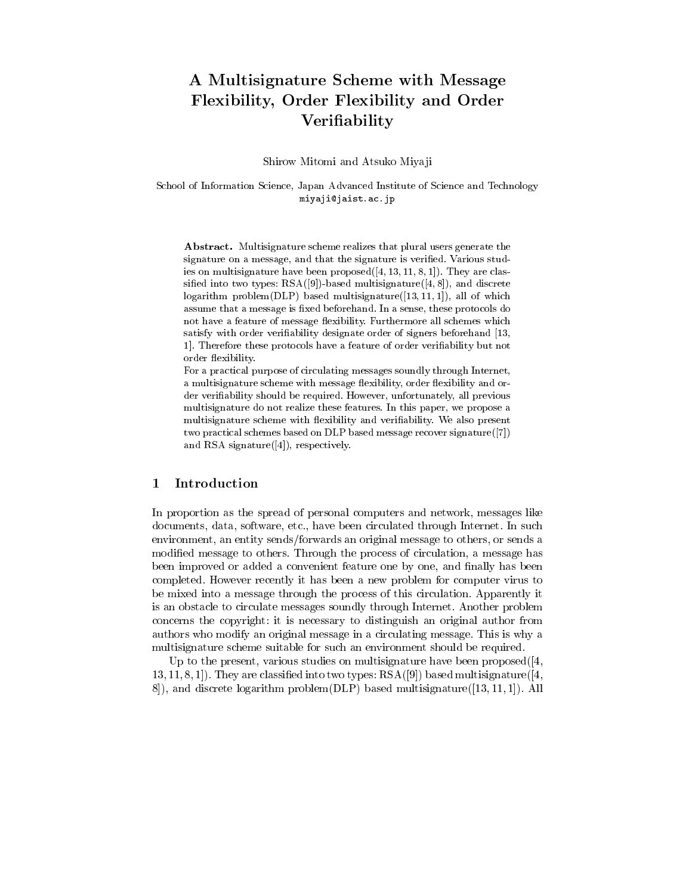# A Multisignature Scheme with Message Flexibility, Order Flexibility and Order Verifiability

Shirow Mitomi and Atsuko Miyaji

School of Information Science, Japan Advanced Institute of Science and Technology
miyaji@jaist.ac.jp

**Abstract.** Multisignature scheme realizes that plural users generate the signature on a message, and that the signature is verified. Various studies on multisignature have been proposed([4, 13, 11, 8, 1]). They are classified into two types: RSA([9])-based multisignature([4, 8]), and discrete logarithm problem(DLP) based multisignature([13, 11, 1]), all of which assume that a message is fixed beforehand. In a sense, these protocols do not have a feature of message flexibility. Furthermore all schemes which satisfy with order verifiability designate order of signers beforehand [13, 1]. Therefore these protocols have a feature of order verifiability but not order flexibility.
For a practical purpose of circulating messages soundly through Internet, a multisignature scheme with message flexibility, order flexibility and order verifiability should be required. However, unfortunately, all previous multisignature do not realize these features. In this paper, we propose a multisignature scheme with flexibility and verifiability. We also present two practical schemes based on DLP based message recover signature([7]) and RSA signature([4]), respectively.

## 1 Introduction

In proportion as the spread of personal computers and network, messages like documents, data, software, etc., have been circulated through Internet. In such environment, an entity sends/forwards an original message to others, or sends a modified message to others. Through the process of circulation, a message has been improved or added a convenient feature one by one, and finally has been completed. However recently it has been a new problem for computer virus to be mixed into a message through the process of this circulation. Apparently it is an obstacle to circulate messages soundly through Internet. Another problem concerns the copyright: it is necessary to distinguish an original author from authors who modify an original message in a circulating message. This is why a multisignature scheme suitable for such an environment should be required.

Up to the present, various studies on multisignature have been proposed([4, 13, 11, 8, 1]). They are classified into two types: RSA([9]) based multisignature([4, 8]), and discrete logarithm problem(DLP) based multisignature([13, 11, 1]). All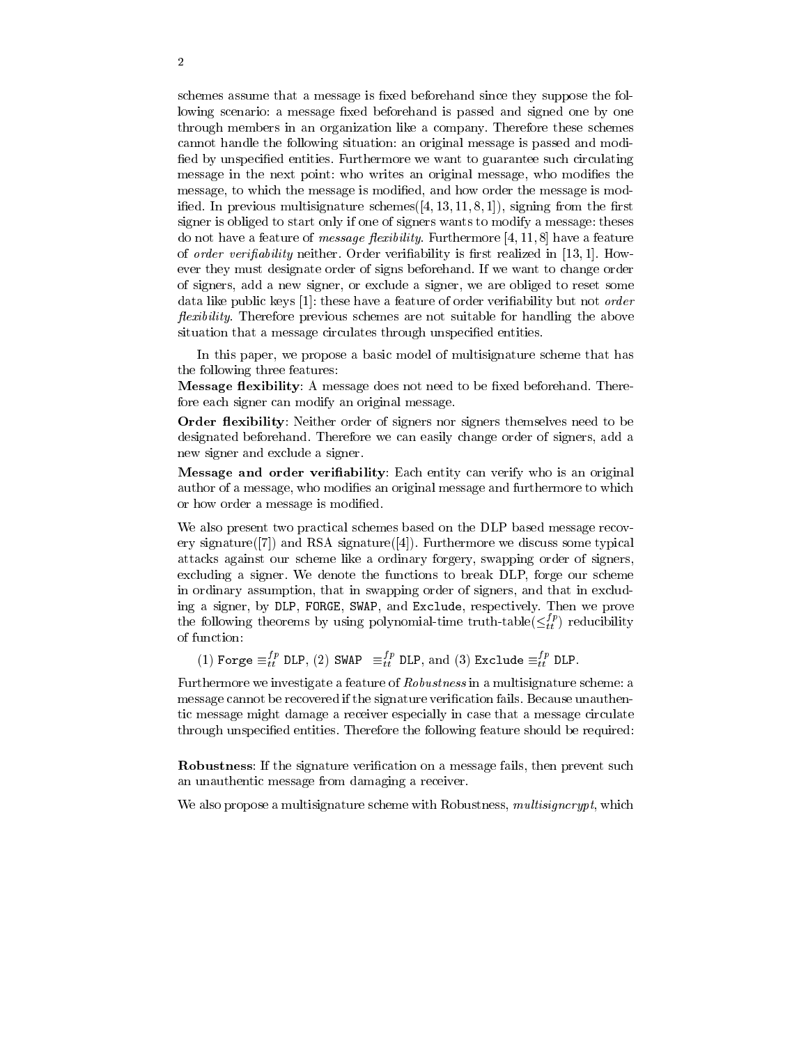schemes assume that a message is fixed beforehand since they suppose the following scenario: a message fixed beforehand is passed and signed one by one through members in an organization like a company. Therefore these schemes cannot handle the following situation: an original message is passed and modified by unspecified entities. Furthermore we want to guarantee such circulating message in the next point: who writes an original message, who modifies the message, to which the message is modified, and how order the message is modified. In previous multisignature schemes([4, 13, 11, 8, 1]), signing from the first signer is obliged to start only if one of signers wants to modify a message: theses do not have a feature of *message flexibility*. Furthermore [4, 11, 8] have a feature of *order verifiability* neither. Order verifiability is first realized in [13, 1]. However they must designate order of signs beforehand. If we want to change order of signers, add a new signer, or exclude a signer, we are obliged to reset some data like public keys [1]: these have a feature of order verifiability but not *order flexibility*. Therefore previous schemes are not suitable for handling the above situation that a message circulates through unspecified entities.

In this paper, we propose a basic model of multisignature scheme that has the following three features:

**Message flexibility**: A message does not need to be fixed beforehand. Therefore each signer can modify an original message.

**Order flexibility**: Neither order of signers nor signers themselves need to be designated beforehand. Therefore we can easily change order of signers, add a new signer and exclude a signer.

**Message and order verifiability**: Each entity can verify who is an original author of a message, who modifies an original message and furthermore to which or how order a message is modified.

We also present two practical schemes based on the DLP based message recovery signature([7]) and RSA signature([4]). Furthermore we discuss some typical attacks against our scheme like a ordinary forgery, swapping order of signers, excluding a signer. We denote the functions to break DLP, forge our scheme in ordinary assumption, that in swapping order of signers, and that in excluding a signer, by `DLP`, `FORGE`, `SWAP`, and `Exclude`, respectively. Then we prove the following theorems by using polynomial-time truth-table($\leq_{tt}^{fp}$) reducibility of function:

(1) $\texttt{Forge} \equiv_{tt}^{fp} \texttt{DLP}$, (2) $\texttt{SWAP} \equiv_{tt}^{fp} \texttt{DLP}$, and (3) $\texttt{Exclude} \equiv_{tt}^{fp} \texttt{DLP}$.

Furthermore we investigate a feature of *Robustness* in a multisignature scheme: a message cannot be recovered if the signature verification fails. Because unauthentic message might damage a receiver especially in case that a message circulate through unspecified entities. Therefore the following feature should be required:

**Robustness**: If the signature verification on a message fails, then prevent such an unauthentic message from damaging a receiver.

We also propose a multisignature scheme with Robustness, *multisigncrypt*, which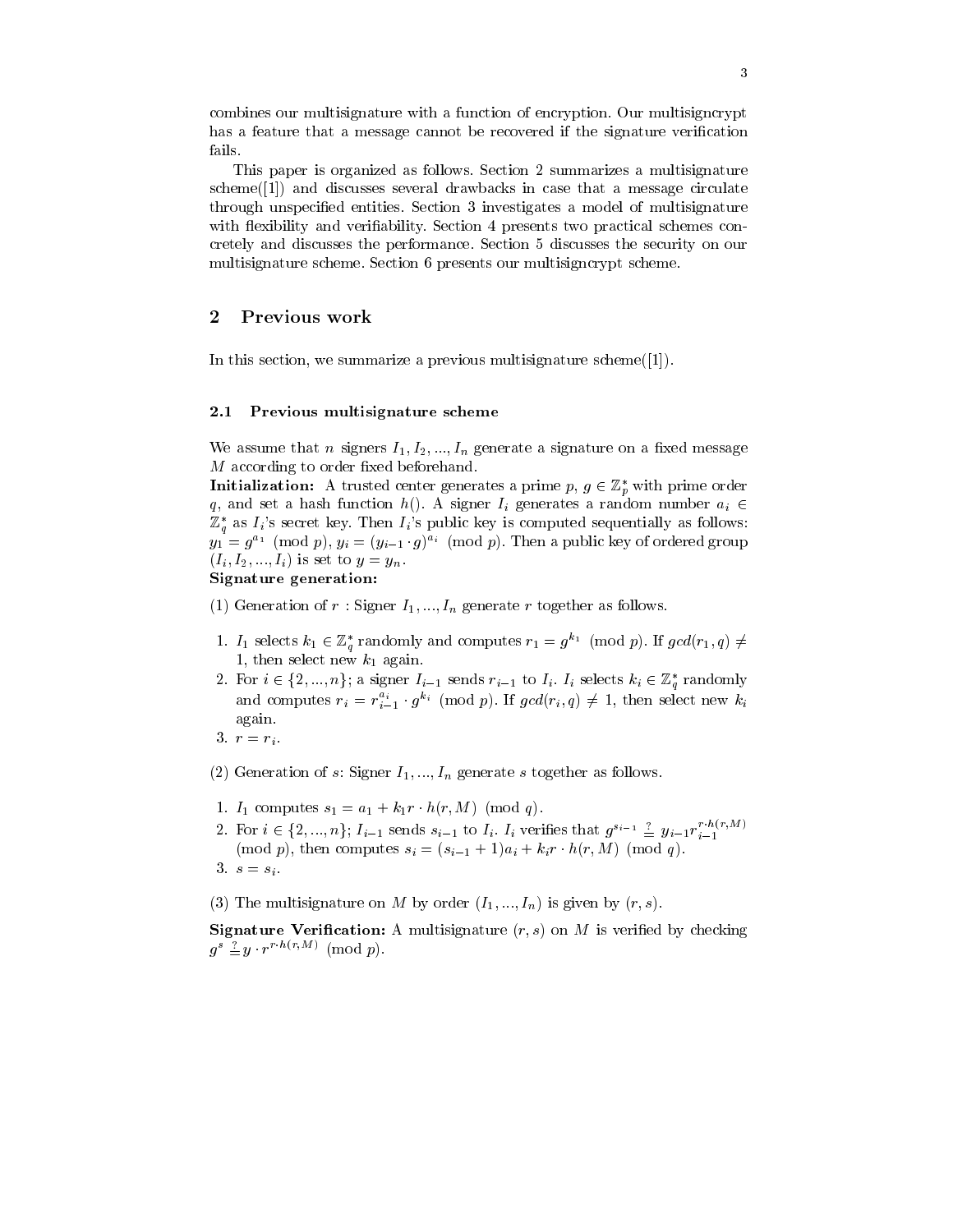combines our multisignature with a function of encryption. Our multisigncrypt has a feature that a message cannot be recovered if the signature verification fails.

This paper is organized as follows. Section 2 summarizes a multisignature scheme([1]) and discusses several drawbacks in case that a message circulate through unspecified entities. Section 3 investigates a model of multisignature with flexibility and verifiability. Section 4 presents two practical schemes concretely and discusses the performance. Section 5 discusses the security on our multisignature scheme. Section 6 presents our multisigncrypt scheme.

## 2 Previous work

In this section, we summarize a previous multisignature scheme([1]).

### 2.1 Previous multisignature scheme

We assume that $n$ signers $I_1, I_2, ..., I_n$ generate a signature on a fixed message $M$ according to order fixed beforehand.

**Initialization:** A trusted center generates a prime $p$, $g \in \mathbb{Z}_p^*$ with prime order $q$, and set a hash function $h()$. A signer $I_i$ generates a random number $a_i \in \mathbb{Z}_q^*$ as $I_i$'s secret key. Then $I_i$'s public key is computed sequentially as follows: $y_1 = g^{a_1} \pmod p$, $y_i = (y_{i-1} \cdot g)^{a_i} \pmod p$. Then a public key of ordered group $(I_i, I_2, ..., I_i)$ is set to $y = y_n$.

**Signature generation:**

(1) Generation of $r$ : Signer $I_1, ..., I_n$ generate $r$ together as follows.

1. $I_1$ selects $k_1 \in \mathbb{Z}_q^*$ randomly and computes $r_1 = g^{k_1} \pmod p$. If $gcd(r_1, q) \neq 1$, then select new $k_1$ again.
2. For $i \in \{2, ..., n\}$; a signer $I_{i-1}$ sends $r_{i-1}$ to $I_i$. $I_i$ selects $k_i \in \mathbb{Z}_q^*$ randomly and computes $r_i = r_{i-1}^{a_i} \cdot g^{k_i} \pmod p$. If $gcd(r_i, q) \neq 1$, then select new $k_i$ again.
3. $r = r_i$.

(2) Generation of $s$: Signer $I_1, ..., I_n$ generate $s$ together as follows.

1. $I_1$ computes $s_1 = a_1 + k_1 r \cdot h(r, M) \pmod q$.
2. For $i \in \{2, ..., n\}$; $I_{i-1}$ sends $s_{i-1}$ to $I_i$. $I_i$ verifies that $g^{s_{i-1}} \stackrel{?}{=} y_{i-1} r_{i-1}^{r \cdot h(r,M)} \pmod p$, then computes $s_i = (s_{i-1} + 1)a_i + k_i r \cdot h(r, M) \pmod q$.
3. $s = s_i$.

(3) The multisignature on $M$ by order $(I_1, ..., I_n)$ is given by $(r, s)$.

**Signature Verification:** A multisignature $(r, s)$ on $M$ is verified by checking $g^s \stackrel{?}{=} y \cdot r^{r \cdot h(r,M)} \pmod p$.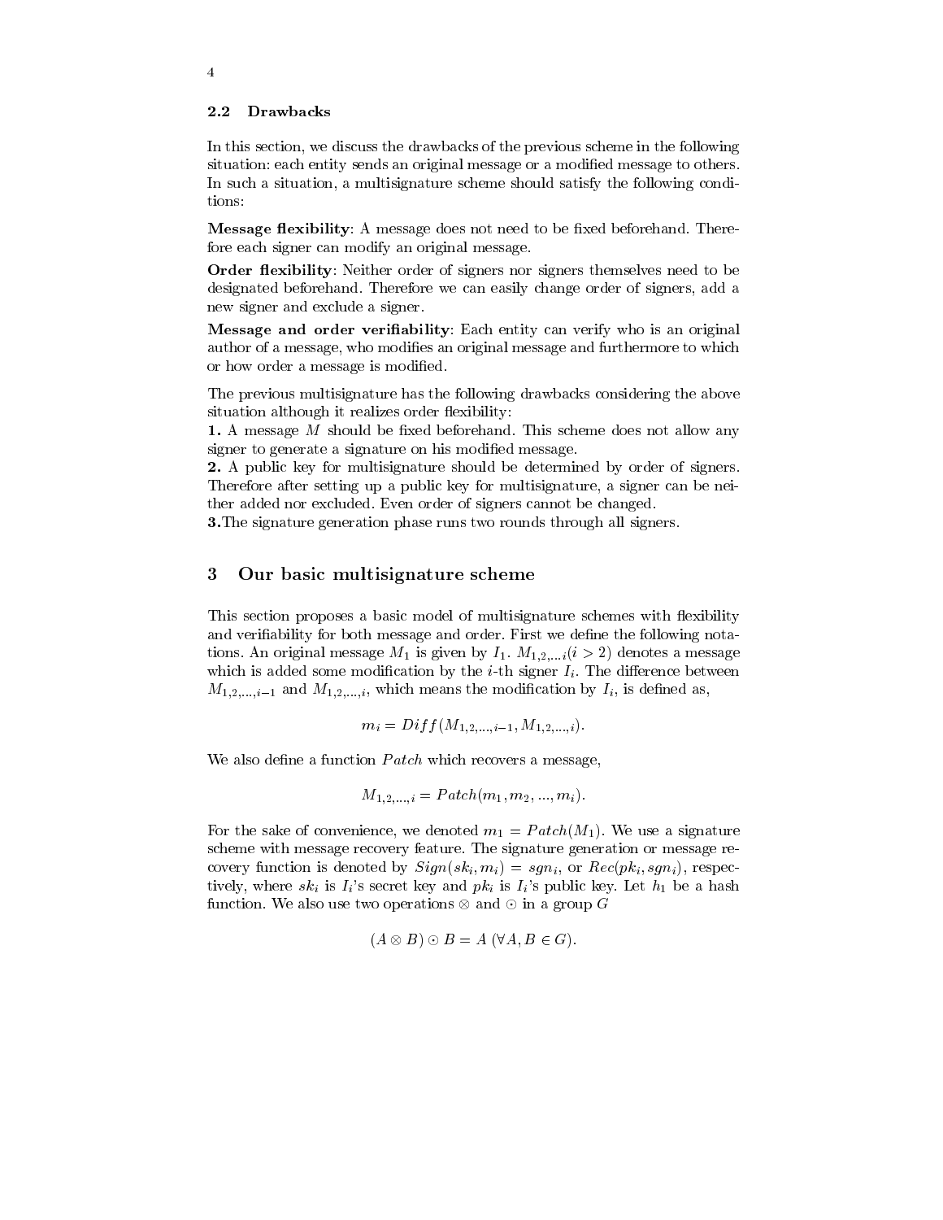### 2.2 Drawbacks

In this section, we discuss the drawbacks of the previous scheme in the following situation: each entity sends an original message or a modified message to others. In such a situation, a multisignature scheme should satisfy the following conditions:

**Message flexibility**: A message does not need to be fixed beforehand. Therefore each signer can modify an original message.

**Order flexibility**: Neither order of signers nor signers themselves need to be designated beforehand. Therefore we can easily change order of signers, add a new signer and exclude a signer.

**Message and order verifiability**: Each entity can verify who is an original author of a message, who modifies an original message and furthermore to which or how order a message is modified.

The previous multisignature has the following drawbacks considering the above situation although it realizes order flexibility:

**1.** A message $M$ should be fixed beforehand. This scheme does not allow any signer to generate a signature on his modified message.

**2.** A public key for multisignature should be determined by order of signers. Therefore after setting up a public key for multisignature, a signer can be neither added nor excluded. Even order of signers cannot be changed.

**3.** The signature generation phase runs two rounds through all signers.

## 3 Our basic multisignature scheme

This section proposes a basic model of multisignature schemes with flexibility and verifiability for both message and order. First we define the following notations. An original message $M_1$ is given by $I_1$. $M_{1,2,...i} (i > 2)$ denotes a message which is added some modification by the $i$-th signer $I_i$. The difference between $M_{1,2,...,i-1}$ and $M_{1,2,...,i}$, which means the modification by $I_i$, is defined as,

$$m_i = Diff(M_{1,2,...,i-1}, M_{1,2,...,i}).$$

We also define a function $Patch$ which recovers a message,

$$M_{1,2,...,i} = Patch(m_1, m_2, ..., m_i).$$

For the sake of convenience, we denoted $m_1 = Patch(M_1)$. We use a signature scheme with message recovery feature. The signature generation or message recovery function is denoted by $Sign(sk_i, m_i) = sgn_i$, or $Rec(pk_i, sgn_i)$, respectively, where $sk_i$ is $I_i$'s secret key and $pk_i$ is $I_i$'s public key. Let $h_1$ be a hash function. We also use two operations $\otimes$ and $\odot$ in a group $G$

$$(A \otimes B) \odot B = A \ (\forall A, B \in G).$$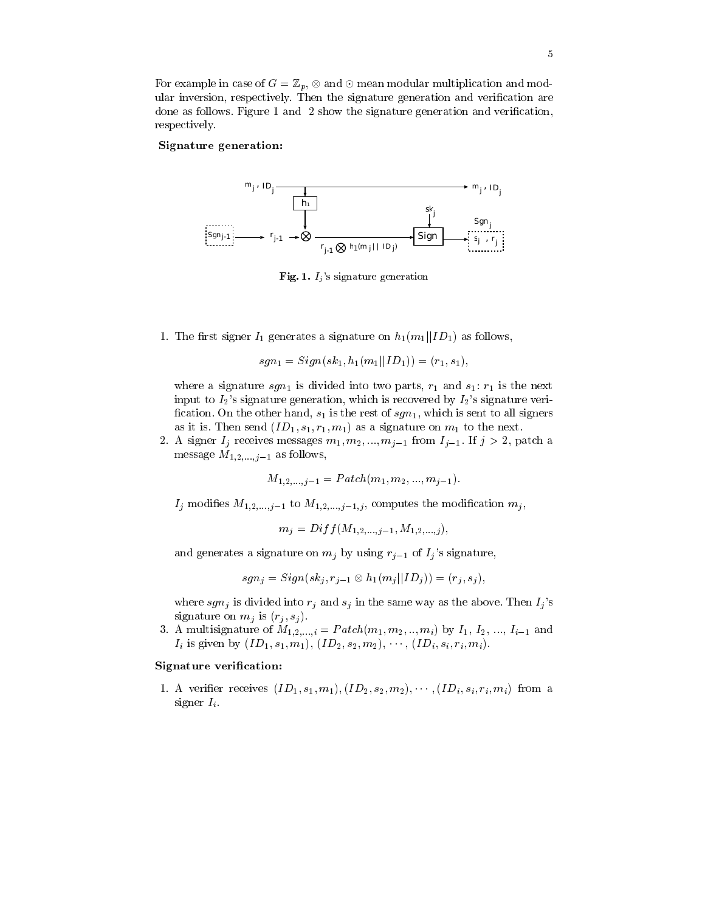For example in case of $G = \mathbb{Z}_p$, $\otimes$ and $\odot$ mean modular multiplication and modular inversion, respectively. Then the signature generation and verification are done as follows. Figure 1 and 2 show the signature generation and verification, respectively.

**Signature generation:**

**Fig. 1.** $I_j$'s signature generation

1. The first signer $I_1$ generates a signature on $h_1(m_1||ID_1)$ as follows,

$$sgn_1 = Sign(sk_1, h_1(m_1||ID_1)) = (r_1, s_1),$$

   where a signature $sgn_1$ is divided into two parts, $r_1$ and $s_1$: $r_1$ is the next input to $I_2$'s signature generation, which is recovered by $I_2$'s signature verification. On the other hand, $s_1$ is the rest of $sgn_1$, which is sent to all signers as it is. Then send $(ID_1, s_1, r_1, m_1)$ as a signature on $m_1$ to the next.

2. A signer $I_j$ receives messages $m_1, m_2, ..., m_{j-1}$ from $I_{j-1}$. If $j > 2$, patch a message $M_{1,2,...,j-1}$ as follows,

$$M_{1,2,...,j-1} = Patch(m_1, m_2, ..., m_{j-1}).$$

   $I_j$ modifies $M_{1,2,...,j-1}$ to $M_{1,2,...,j-1,j}$, computes the modification $m_j$,

$$m_j = Diff(M_{1,2,...,j-1}, M_{1,2,...,j}),$$

   and generates a signature on $m_j$ by using $r_{j-1}$ of $I_j$'s signature,

$$sgn_j = Sign(sk_j, r_{j-1} \otimes h_1(m_j||ID_j)) = (r_j, s_j),$$

   where $sgn_j$ is divided into $r_j$ and $s_j$ in the same way as the above. Then $I_j$'s signature on $m_j$ is $(r_j, s_j)$.

3. A multisignature of $M_{1,2,...,i} = Patch(m_1, m_2, .., m_i)$ by $I_1$, $I_2$, ..., $I_{i-1}$ and $I_i$ is given by $(ID_1, s_1, m_1)$, $(ID_2, s_2, m_2)$, $\cdots$, $(ID_i, s_i, r_i, m_i)$.

**Signature verification:**

1. A verifier receives $(ID_1, s_1, m_1), (ID_2, s_2, m_2), \cdots, (ID_i, s_i, r_i, m_i)$ from a signer $I_i$.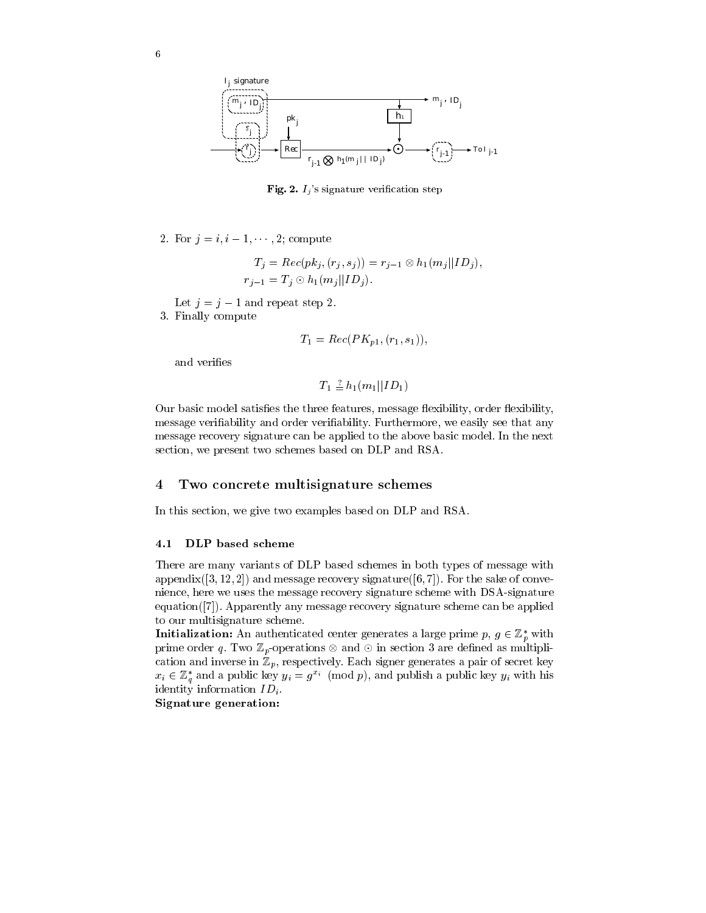**Fig. 2.** $I_j$'s signature verification step

2. For $j = i, i-1, \cdots, 2$; compute

$$T_j = Rec(pk_j, (r_j, s_j)) = r_{j-1} \otimes h_1(m_j||ID_j),$$
$$r_{j-1} = T_j \odot h_1(m_j||ID_j).$$

   Let $j = j - 1$ and repeat step 2.

3. Finally compute

$$T_1 = Rec(PK_{p1}, (r_1, s_1)),$$

   and verifies

$$T_1 \stackrel{?}{=} h_1(m_1||ID_1)$$

Our basic model satisfies the three features, message flexibility, order flexibility, message verifiability and order verifiability. Furthermore, we easily see that any message recovery signature can be applied to the above basic model. In the next section, we present two schemes based on DLP and RSA.

## 4 Two concrete multisignature schemes

In this section, we give two examples based on DLP and RSA.

### 4.1 DLP based scheme

There are many variants of DLP based schemes in both types of message with appendix([3, 12, 2]) and message recovery signature([6, 7]). For the sake of convenience, here we uses the message recovery signature scheme with DSA-signature equation([7]). Apparently any message recovery signature scheme can be applied to our multisignature scheme.

**Initialization:** An authenticated center generates a large prime $p$, $g \in \mathbb{Z}_p^*$ with prime order $q$. Two $\mathbb{Z}_p$-operations $\otimes$ and $\odot$ in section 3 are defined as multiplication and inverse in $\mathbb{Z}_p$, respectively. Each signer generates a pair of secret key $x_i \in \mathbb{Z}_q^*$ and a public key $y_i = g^{x_i} \pmod p$, and publish a public key $y_i$ with his identity information $ID_i$.

**Signature generation:**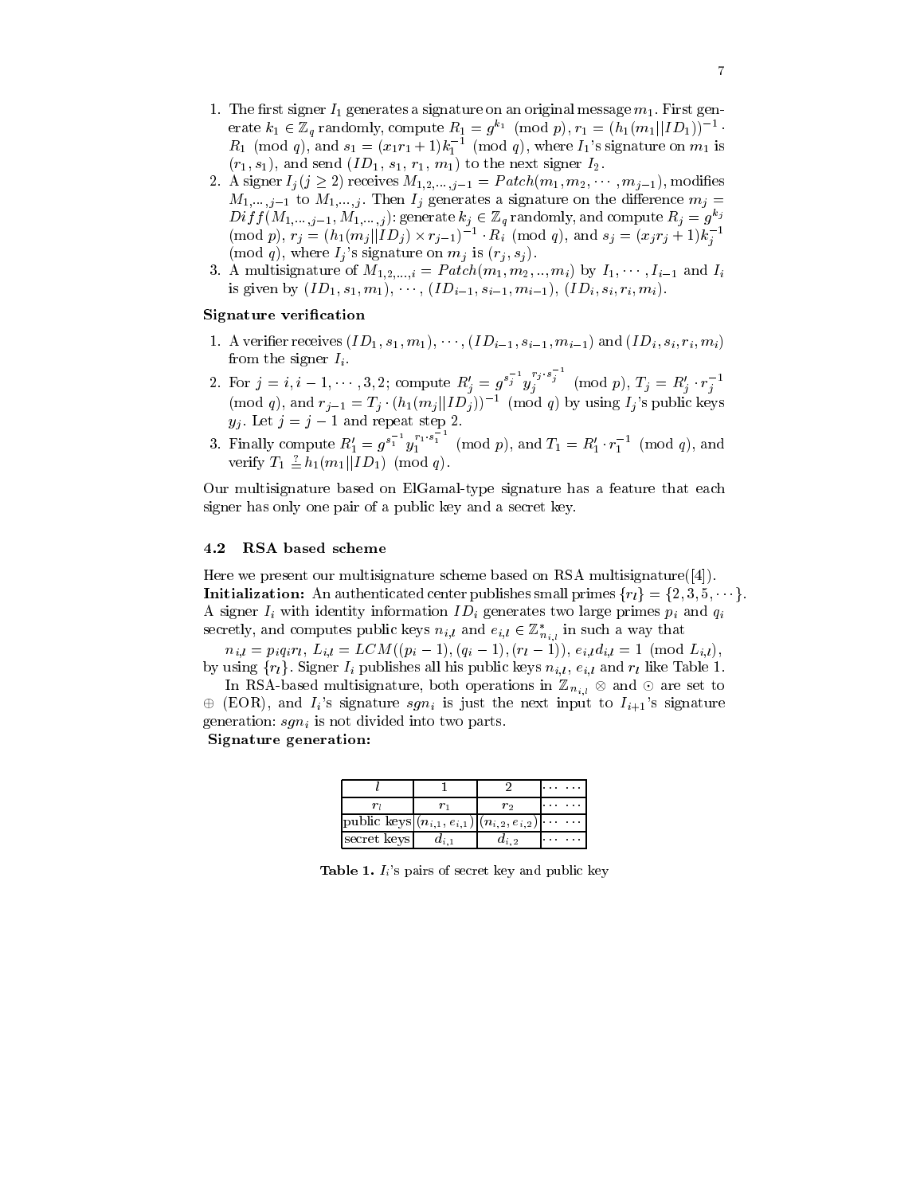1. The first signer $I_1$ generates a signature on an original message $m_1$. First generate $k_1 \in \mathbb{Z}_q$ randomly, compute $R_1 = g^{k_1} \pmod p$, $r_1 = (h_1(m_1||ID_1))^{-1} \cdot R_1 \pmod q$, and $s_1 = (x_1 r_1 + 1)k_1^{-1} \pmod q$, where $I_1$'s signature on $m_1$ is $(r_1, s_1)$, and send $(ID_1, s_1, r_1, m_1)$ to the next signer $I_2$.
2. A signer $I_j (j \geq 2)$ receives $M_{1,2,\cdots,j-1} = Patch(m_1, m_2, \cdots, m_{j-1})$, modifies $M_{1,\cdots,j-1}$ to $M_{1,\cdots,j}$. Then $I_j$ generates a signature on the difference $m_j = Diff(M_{1,\cdots,j-1}, M_{1,\cdots,j})$: generate $k_j \in \mathbb{Z}_q$ randomly, and compute $R_j = g^{k_j} \pmod p$, $r_j = (h_1(m_j||ID_j) \times r_{j-1})^{-1} \cdot R_i \pmod q$, and $s_j = (x_j r_j + 1)k_j^{-1} \pmod q$, where $I_j$'s signature on $m_j$ is $(r_j, s_j)$.
3. A multisignature of $M_{1,2,\ldots,i} = Patch(m_1, m_2, .., m_i)$ by $I_1, \cdots, I_{i-1}$ and $I_i$ is given by $(ID_1, s_1, m_1), \cdots, (ID_{i-1}, s_{i-1}, m_{i-1}), (ID_i, s_i, r_i, m_i)$.

**Signature verification**

1. A verifier receives $(ID_1, s_1, m_1), \cdots, (ID_{i-1}, s_{i-1}, m_{i-1})$ and $(ID_i, s_i, r_i, m_i)$ from the signer $I_i$.
2. For $j = i, i-1, \cdots, 3, 2$; compute $R'_j = g^{s_j^{-1}} y_j^{r_j \cdot s_j^{-1}} \pmod p$, $T_j = R'_j \cdot r_j^{-1} \pmod q$, and $r_{j-1} = T_j \cdot (h_1(m_j||ID_j))^{-1} \pmod q$ by using $I_j$'s public keys $y_j$. Let $j = j-1$ and repeat step 2.
3. Finally compute $R'_1 = g^{s_1^{-1}} y_1^{r_1 \cdot s_1^{-1}} \pmod p$, and $T_1 = R'_1 \cdot r_1^{-1} \pmod q$, and verify $T_1 \stackrel{?}{=} h_1(m_1||ID_1) \pmod q$.

Our multisignature based on ElGamal-type signature has a feature that each signer has only one pair of a public key and a secret key.

### 4.2 RSA based scheme

Here we present our multisignature scheme based on RSA multisignature([4]).
**Initialization:** An authenticated center publishes small primes $\{r_l\} = \{2, 3, 5, \cdots\}$. A signer $I_i$ with identity information $ID_i$ generates two large primes $p_i$ and $q_i$ secretly, and computes public keys $n_{i,l}$ and $e_{i,l} \in \mathbb{Z}^*_{n_{i,l}}$ in such a way that

$n_{i,l} = p_i q_i r_l$, $L_{i,l} = LCM((p_i - 1), (q_i - 1), (r_l - 1))$, $e_{i,l} d_{i,l} = 1 \pmod{L_{i,l}}$, by using $\{r_l\}$. Signer $I_i$ publishes all his public keys $n_{i,l}$, $e_{i,l}$ and $r_l$ like Table 1.

In RSA-based multisignature, both operations in $\mathbb{Z}_{n_{i,l}}$ $\otimes$ and $\odot$ are set to $\oplus$ (EOR), and $I_i$'s signature $sgn_i$ is just the next input to $I_{i+1}$'s signature generation: $sgn_i$ is not divided into two parts.
**Signature generation:**

| $l$ | 1 | 2 | $\cdots\ \cdots$ |
|---|---|---|---|
| $r_l$ | $r_1$ | $r_2$ | $\cdots\ \cdots$ |
| public keys | $(n_{i,1}, e_{i,1})$ | $(n_{i,2}, e_{i,2})$ | $\cdots\ \cdots$ |
| secret keys | $d_{i,1}$ | $d_{i,2}$ | $\cdots\ \cdots$ |

**Table 1.** $I_i$'s pairs of secret key and public key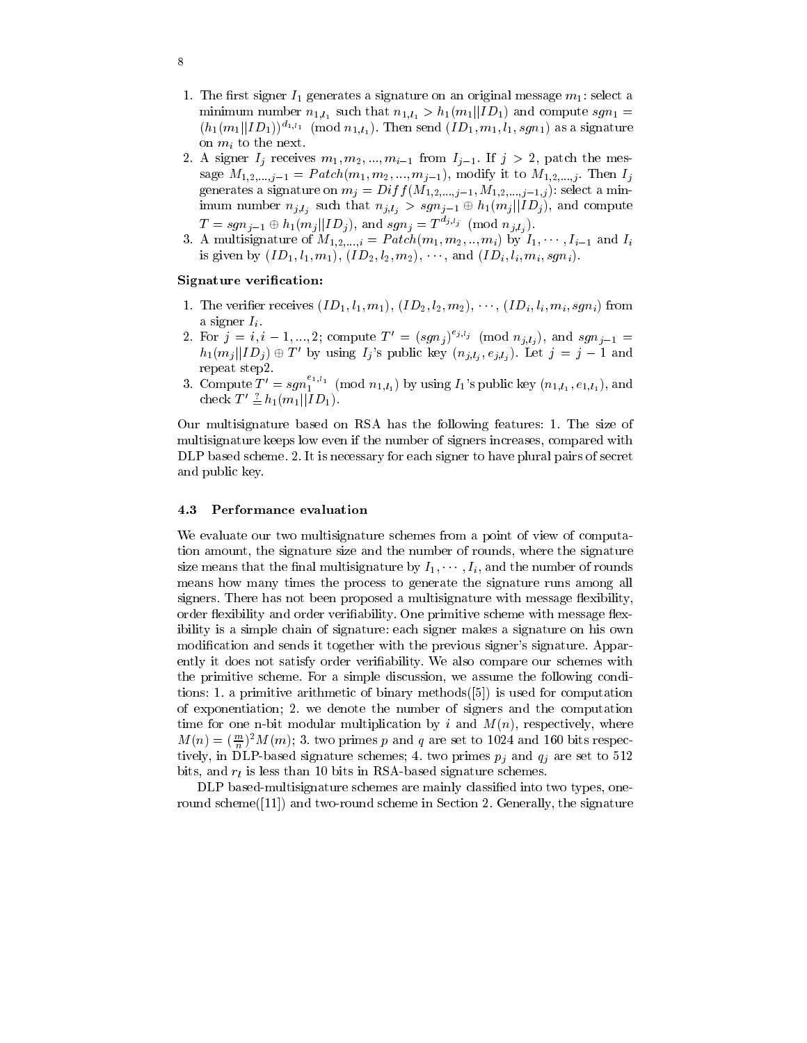1. The first signer $I_1$ generates a signature on an original message $m_1$: select a minimum number $n_{1,l_1}$ such that $n_{1,l_1} > h_1(m_1||ID_1)$ and compute $sgn_1 = (h_1(m_1||ID_1))^{d_{1,l_1}} \pmod{n_{1,l_1}}$. Then send $(ID_1, m_1, l_1, sgn_1)$ as a signature on $m_i$ to the next.
2. A signer $I_j$ receives $m_1, m_2, ..., m_{i-1}$ from $I_{j-1}$. If $j > 2$, patch the message $M_{1,2,...,j-1} = Patch(m_1, m_2, ..., m_{j-1})$, modify it to $M_{1,2,...,j}$. Then $I_j$ generates a signature on $m_j = Diff(M_{1,2,...,j-1}, M_{1,2,...,j-1,j})$: select a minimum number $n_{j,l_j}$ such that $n_{j,l_j} > sgn_{j-1} \oplus h_1(m_j||ID_j)$, and compute $T = sgn_{j-1} \oplus h_1(m_j||ID_j)$, and $sgn_j = T^{d_{j,l_j}} \pmod{n_{j,l_j}}$.
3. A multisignature of $M_{1,2,...,i} = Patch(m_1, m_2, .., m_i)$ by $I_1, \cdots, I_{i-1}$ and $I_i$ is given by $(ID_1, l_1, m_1)$, $(ID_2, l_2, m_2)$, $\cdots$, and $(ID_i, l_i, m_i, sgn_i)$.

**Signature verification:**

1. The verifier receives $(ID_1, l_1, m_1)$, $(ID_2, l_2, m_2)$, $\cdots$, $(ID_i, l_i, m_i, sgn_i)$ from a signer $I_i$.
2. For $j = i, i-1, ..., 2$; compute $T' = (sgn_j)^{e_{j,l_j}} \pmod{n_{j,l_j}}$, and $sgn_{j-1} = h_1(m_j||ID_j) \oplus T'$ by using $I_j$'s public key $(n_{j,l_j}, e_{j,l_j})$. Let $j = j-1$ and repeat step2.
3. Compute $T' = sgn_1^{e_{1,l_1}} \pmod{n_{1,l_1}}$ by using $I_1$'s public key $(n_{1,l_1}, e_{1,l_1})$, and check $T' \stackrel{?}{=} h_1(m_1||ID_1)$.

Our multisignature based on RSA has the following features: 1. The size of multisignature keeps low even if the number of signers increases, compared with DLP based scheme. 2. It is necessary for each signer to have plural pairs of secret and public key.

### 4.3 Performance evaluation

We evaluate our two multisignature schemes from a point of view of computation amount, the signature size and the number of rounds, where the signature size means that the final multisignature by $I_1, \cdots, I_i$, and the number of rounds means how many times the process to generate the signature runs among all signers. There has not been proposed a multisignature with message flexibility, order flexibility and order verifiability. One primitive scheme with message flexibility is a simple chain of signature: each signer makes a signature on his own modification and sends it together with the previous signer's signature. Apparently it does not satisfy order verifiability. We also compare our schemes with the primitive scheme. For a simple discussion, we assume the following conditions: 1. a primitive arithmetic of binary methods([5]) is used for computation of exponentiation; 2. we denote the number of signers and the computation time for one n-bit modular multiplication by $i$ and $M(n)$, respectively, where $M(n) = (\frac{m}{n})^2 M(m)$; 3. two primes $p$ and $q$ are set to 1024 and 160 bits respectively, in DLP-based signature schemes; 4. two primes $p_j$ and $q_j$ are set to 512 bits, and $r_l$ is less than 10 bits in RSA-based signature schemes.

DLP based-multisignature schemes are mainly classified into two types, one-round scheme([11]) and two-round scheme in Section 2. Generally, the signature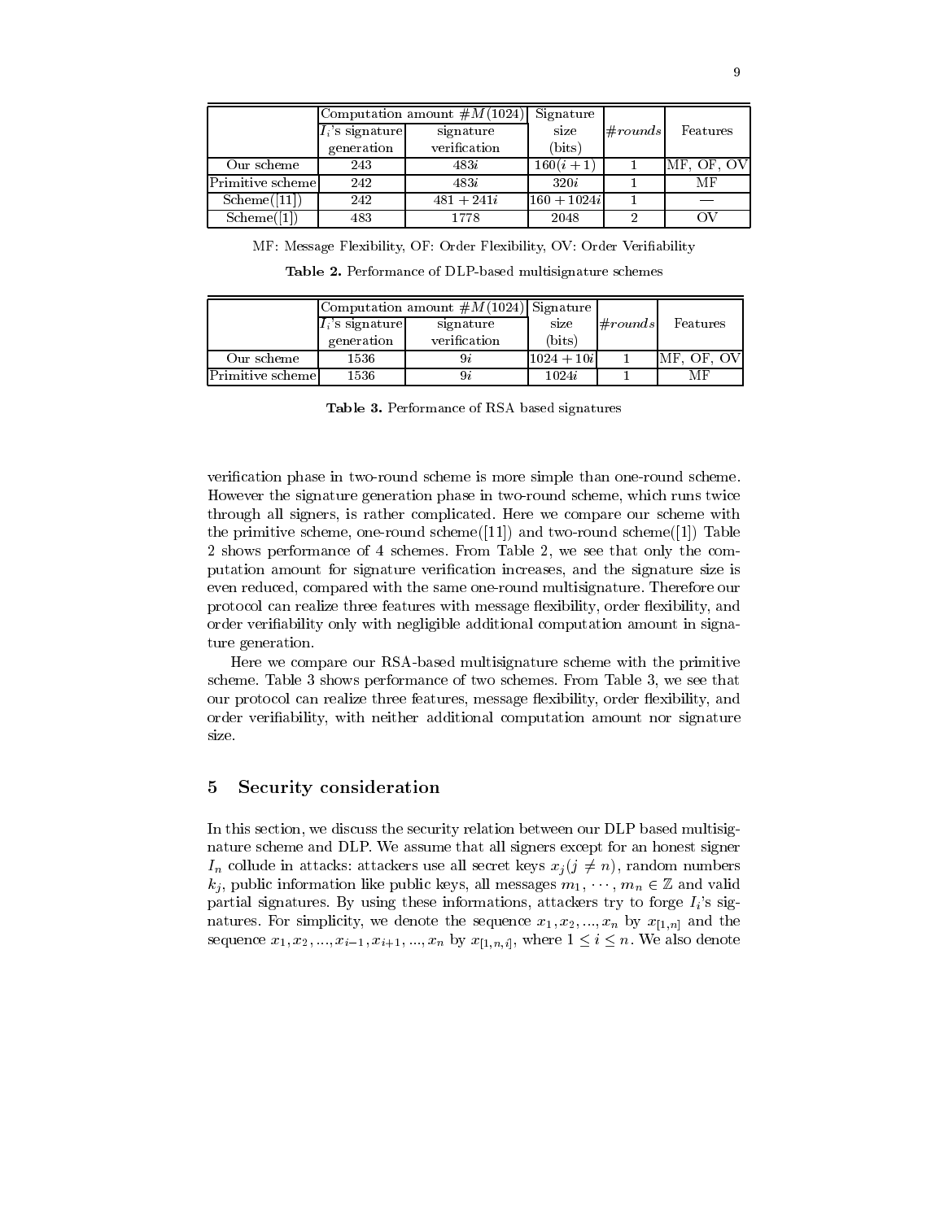| | Computation amount $\#M(1024)$ | | Signature | | |
|---|---|---|---|---|---|
| | $I_i$'s signature generation | signature verification | size (bits) | $\#rounds$ | Features |
| Our scheme | 243 | $483i$ | $160(i+1)$ | 1 | MF, OF, OV |
| Primitive scheme | 242 | $483i$ | $320i$ | 1 | MF |
| Scheme([11]) | 242 | $481+241i$ | $160+1024i$ | 1 | — |
| Scheme([1]) | 483 | 1778 | 2048 | 2 | OV |

MF: Message Flexibility, OF: Order Flexibility, OV: Order Verifiability

**Table 2.** Performance of DLP-based multisignature schemes

| | Computation amount $\#M(1024)$ | | Signature | | |
|---|---|---|---|---|---|
| | $I_i$'s signature generation | signature verification | size (bits) | $\#rounds$ | Features |
| Our scheme | 1536 | $9i$ | $1024+10i$ | 1 | MF, OF, OV |
| Primitive scheme | 1536 | $9i$ | $1024i$ | 1 | MF |

**Table 3.** Performance of RSA based signatures

verification phase in two-round scheme is more simple than one-round scheme. However the signature generation phase in two-round scheme, which runs twice through all signers, is rather complicated. Here we compare our scheme with the primitive scheme, one-round scheme([11]) and two-round scheme([1]) Table 2 shows performance of 4 schemes. From Table 2, we see that only the computation amount for signature verification increases, and the signature size is even reduced, compared with the same one-round multisignature. Therefore our protocol can realize three features with message flexibility, order flexibility, and order verifiability only with negligible additional computation amount in signature generation.

Here we compare our RSA-based multisignature scheme with the primitive scheme. Table 3 shows performance of two schemes. From Table 3, we see that our protocol can realize three features, message flexibility, order flexibility, and order verifiability, with neither additional computation amount nor signature size.

## 5 Security consideration

In this section, we discuss the security relation between our DLP based multisignature scheme and DLP. We assume that all signers except for an honest signer $I_n$ collude in attacks: attackers use all secret keys $x_j (j \neq n)$, random numbers $k_j$, public information like public keys, all messages $m_1, \cdots, m_n \in \mathbb{Z}$ and valid partial signatures. By using these informations, attackers try to forge $I_i$'s signatures. For simplicity, we denote the sequence $x_1, x_2, ..., x_n$ by $x_{[1,n]}$ and the sequence $x_1, x_2, ..., x_{i-1}, x_{i+1}, ..., x_n$ by $x_{[1,n,\hat{i}]}$, where $1 \leq i \leq n$. We also denote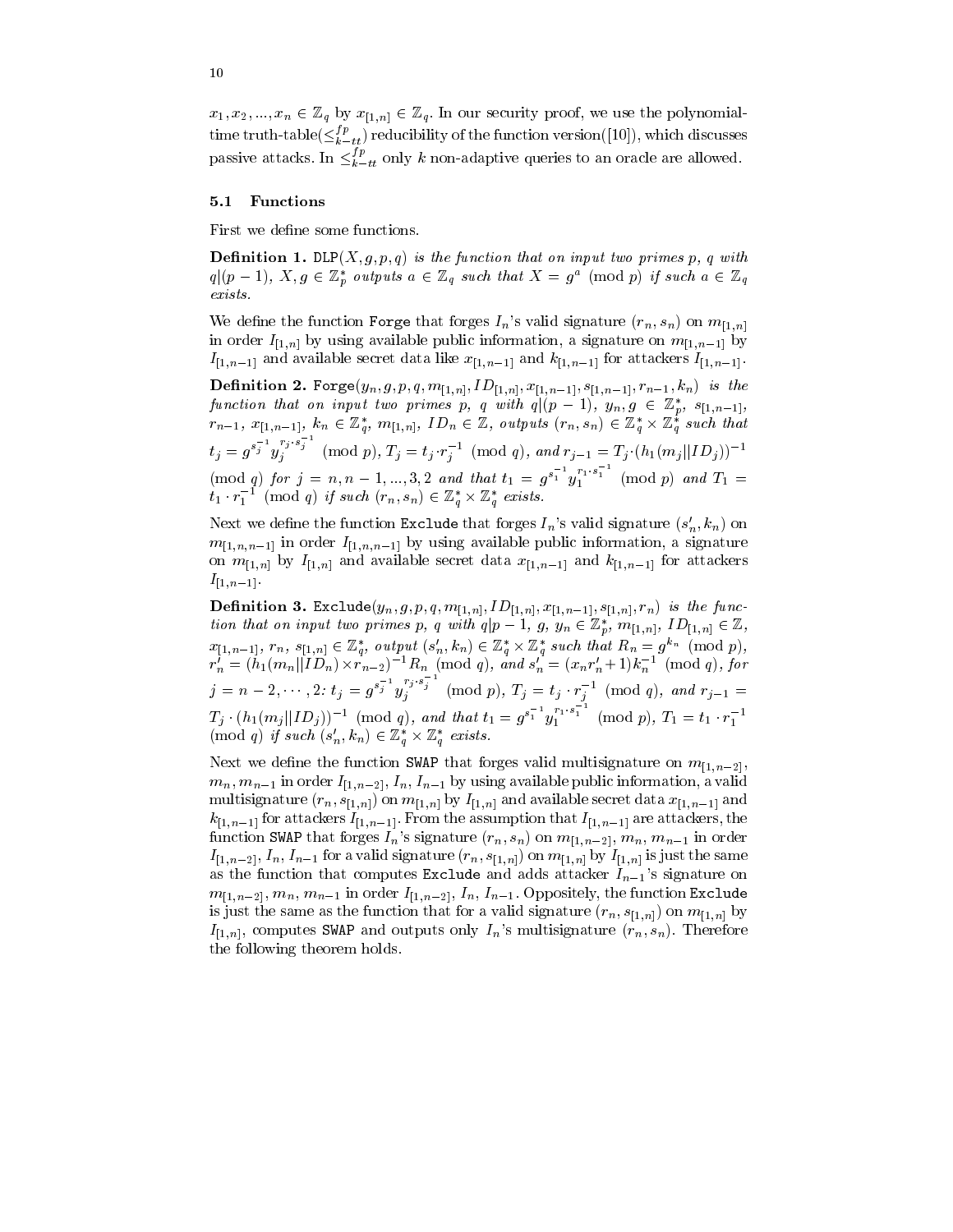$x_1, x_2, ..., x_n \in \mathbb{Z}_q$ by $x_{[1,n]} \in \mathbb{Z}_q$. In our security proof, we use the polynomial-time truth-table($\leq^{fp}_{k-tt}$) reducibility of the function version([10]), which discusses passive attacks. In $\leq^{fp}_{k-tt}$ only $k$ non-adaptive queries to an oracle are allowed.

### 5.1 Functions

First we define some functions.

**Definition 1.** *$\mathtt{DLP}(X, g, p, q)$ is the function that on input two primes $p$, $q$ with $q|(p-1)$, $X, g \in \mathbb{Z}_p^*$ outputs $a \in \mathbb{Z}_q$ such that $X = g^a \pmod p$ if such $a \in \mathbb{Z}_q$ exists.*

We define the function $\mathtt{Forge}$ that forges $I_n$'s valid signature $(r_n, s_n)$ on $m_{[1,n]}$ in order $I_{[1,n]}$ by using available public information, a signature on $m_{[1,n-1]}$ by $I_{[1,n-1]}$ and available secret data like $x_{[1,n-1]}$ and $k_{[1,n-1]}$ for attackers $I_{[1,n-1]}$.

**Definition 2.** *$\mathtt{Forge}(y_n, g, p, q, m_{[1,n]}, ID_{[1,n]}, x_{[1,n-1]}, s_{[1,n-1]}, r_{n-1}, k_n)$ is the function that on input two primes $p$, $q$ with $q|(p-1)$, $y_n, g \in \mathbb{Z}_p^*$, $s_{[1,n-1]}$, $r_{n-1}$, $x_{[1,n-1]}$, $k_n \in \mathbb{Z}_q^*$, $m_{[1,n]}$, $ID_n \in \mathbb{Z}$, outputs $(r_n, s_n) \in \mathbb{Z}_q^* \times \mathbb{Z}_q^*$ such that $t_j = g^{s_j^{-1}} y_j^{r_j \cdot s_j^{-1}} \pmod p$, $T_j = t_j \cdot r_j^{-1} \pmod q$, and $r_{j-1} = T_j \cdot (h_1(m_j \| ID_j))^{-1} \pmod q$ for $j = n, n-1, ..., 3, 2$ and that $t_1 = g^{s_1^{-1}} y_1^{r_1 \cdot s_1^{-1}} \pmod p$ and $T_1 = t_1 \cdot r_1^{-1} \pmod q$ if such $(r_n, s_n) \in \mathbb{Z}_q^* \times \mathbb{Z}_q^*$ exists.*

Next we define the function $\mathtt{Exclude}$ that forges $I_n$'s valid signature $(s'_n, k_n)$ on $m_{[1,n,n-1]}$ in order $I_{[1,n,n-1]}$ by using available public information, a signature on $m_{[1,n]}$ by $I_{[1,n]}$ and available secret data $x_{[1,n-1]}$ and $k_{[1,n-1]}$ for attackers $I_{[1,n-1]}$.

**Definition 3.** *$\mathtt{Exclude}(y_n, g, p, q, m_{[1,n]}, ID_{[1,n]}, x_{[1,n-1]}, s_{[1,n]}, r_n)$ is the function that on input two primes $p$, $q$ with $q|p-1$, $g$, $y_n \in \mathbb{Z}_p^*$, $m_{[1,n]}$, $ID_{[1,n]} \in \mathbb{Z}$, $x_{[1,n-1]}$, $r_n$, $s_{[1,n]} \in \mathbb{Z}_q^*$, output $(s'_n, k_n) \in \mathbb{Z}_q^* \times \mathbb{Z}_q^*$ such that $R_n = g^{k_n} \pmod p$, $r'_n = (h_1(m_n \| ID_n) \times r_{n-2})^{-1} R_n \pmod q$, and $s'_n = (x_n r'_n + 1) k_n^{-1} \pmod q$, for $j = n-2, \cdots, 2$: $t_j = g^{s_j^{-1}} y_j^{r_j \cdot s_j^{-1}} \pmod p$, $T_j = t_j \cdot r_j^{-1} \pmod q$, and $r_{j-1} = T_j \cdot (h_1(m_j \| ID_j))^{-1} \pmod q$, and that $t_1 = g^{s_1^{-1}} y_1^{r_1 \cdot s_1^{-1}} \pmod p$, $T_1 = t_1 \cdot r_1^{-1} \pmod q$ if such $(s'_n, k_n) \in \mathbb{Z}_q^* \times \mathbb{Z}_q^*$ exists.*

Next we define the function $\mathtt{SWAP}$ that forges valid multisignature on $m_{[1,n-2]}$, $m_n, m_{n-1}$ in order $I_{[1,n-2]}$, $I_n$, $I_{n-1}$ by using available public information, a valid multisignature $(r_n, s_{[1,n]})$ on $m_{[1,n]}$ by $I_{[1,n]}$ and available secret data $x_{[1,n-1]}$ and $k_{[1,n-1]}$ for attackers $I_{[1,n-1]}$. From the assumption that $I_{[1,n-1]}$ are attackers, the function $\mathtt{SWAP}$ that forges $I_n$'s signature $(r_n, s_n)$ on $m_{[1,n-2]}$, $m_n$, $m_{n-1}$ in order $I_{[1,n-2]}$, $I_n$, $I_{n-1}$ for a valid signature $(r_n, s_{[1,n]})$ on $m_{[1,n]}$ by $I_{[1,n]}$ is just the same as the function that computes $\mathtt{Exclude}$ and adds attacker $I_{n-1}$'s signature on $m_{[1,n-2]}$, $m_n$, $m_{n-1}$ in order $I_{[1,n-2]}$, $I_n$, $I_{n-1}$. Oppositely, the function $\mathtt{Exclude}$ is just the same as the function that for a valid signature $(r_n, s_{[1,n]})$ on $m_{[1,n]}$ by $I_{[1,n]}$, computes $\mathtt{SWAP}$ and outputs only $I_n$'s multisignature $(r_n, s_n)$. Therefore the following theorem holds.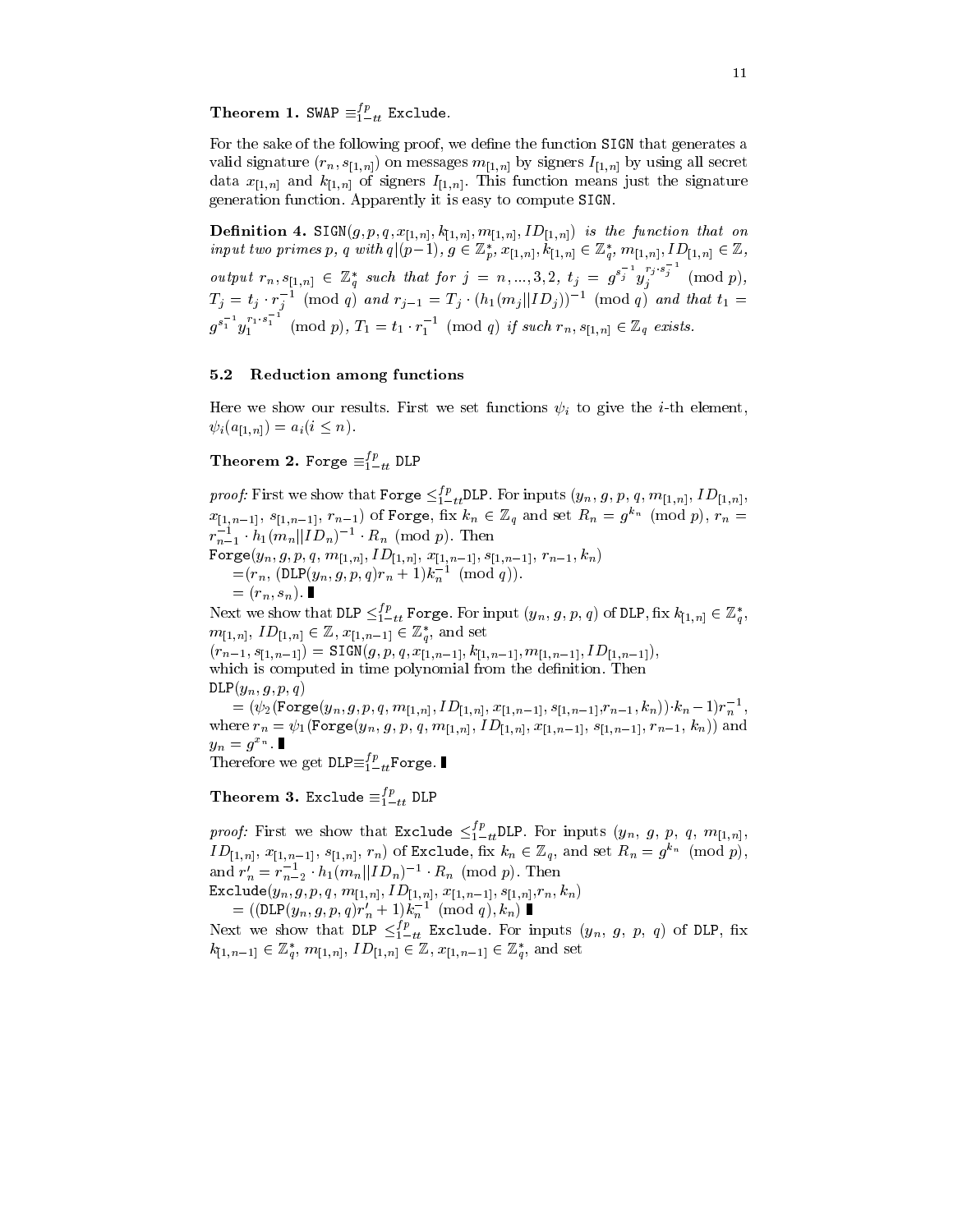**Theorem 1.** SWAP $\equiv_{1-tt}^{fp}$ Exclude.

For the sake of the following proof, we define the function SIGN that generates a valid signature $(r_n, s_{[1,n]})$ on messages $m_{[1,n]}$ by signers $I_{[1,n]}$ by using all secret data $x_{[1,n]}$ and $k_{[1,n]}$ of signers $I_{[1,n]}$. This function means just the signature generation function. Apparently it is easy to compute SIGN.

**Definition 4.** *$\mathtt{SIGN}(g, p, q, x_{[1,n]}, k_{[1,n]}, m_{[1,n]}, ID_{[1,n]})$ is the function that on input two primes $p$, $q$ with $q|(p-1)$, $g \in \mathbb{Z}_p^*$, $x_{[1,n]}, k_{[1,n]} \in \mathbb{Z}_q^*$, $m_{[1,n]}, ID_{[1,n]} \in \mathbb{Z}$, output $r_n, s_{[1,n]} \in \mathbb{Z}_q^*$ such that for $j = n, ..., 3, 2$, $t_j = g^{s_j^{-1}} y_j^{r_j \cdot s_j^{-1}} \pmod p$, $T_j = t_j \cdot r_j^{-1} \pmod q$ and $r_{j-1} = T_j \cdot (h_1(m_j||ID_j))^{-1} \pmod q$ and that $t_1 = g^{s_1^{-1}} y_1^{r_1 \cdot s_1^{-1}} \pmod p$, $T_1 = t_1 \cdot r_1^{-1} \pmod q$ if such $r_n, s_{[1,n]} \in \mathbb{Z}_q$ exists.*

### 5.2 Reduction among functions

Here we show our results. First we set functions $\psi_i$ to give the $i$-th element, $\psi_i(a_{[1,n]}) = a_i (i \leq n)$.

**Theorem 2.** Forge $\equiv_{1-tt}^{fp}$ DLP

*proof:* First we show that Forge $\leq_{1-tt}^{fp}$DLP. For inputs $(y_n, g, p, q, m_{[1,n]}, ID_{[1,n]}, x_{[1,n-1]}, s_{[1,n-1]}, r_{n-1})$ of Forge, fix $k_n \in \mathbb{Z}_q$ and set $R_n = g^{k_n} \pmod p$, $r_n = r_{n-1}^{-1} \cdot h_1(m_n||ID_n)^{-1} \cdot R_n \pmod p$. Then

$\mathtt{Forge}(y_n, g, p, q, m_{[1,n]}, ID_{[1,n]}, x_{[1,n-1]}, s_{[1,n-1]}, r_{n-1}, k_n)$
$\quad = (r_n, (\mathtt{DLP}(y_n, g, p, q) r_n + 1) k_n^{-1} \pmod q)$.
$\quad = (r_n, s_n)$. ∎

Next we show that DLP $\leq_{1-tt}^{fp}$ Forge. For input $(y_n, g, p, q)$ of DLP, fix $k_{[1,n]} \in \mathbb{Z}_q^*$, $m_{[1,n]}$, $ID_{[1,n]} \in \mathbb{Z}$, $x_{[1,n-1]} \in \mathbb{Z}_q^*$, and set

$(r_{n-1}, s_{[1,n-1]}) = \mathtt{SIGN}(g, p, q, x_{[1,n-1]}, k_{[1,n-1]}, m_{[1,n-1]}, ID_{[1,n-1]})$,

which is computed in time polynomial from the definition. Then

$\mathtt{DLP}(y_n, g, p, q)$
$\quad = (\psi_2(\mathtt{Forge}(y_n, g, p, q, m_{[1,n]}, ID_{[1,n]}, x_{[1,n-1]}, s_{[1,n-1]}, r_{n-1}, k_n)) \cdot k_n - 1) r_n^{-1}$,

where $r_n = \psi_1(\mathtt{Forge}(y_n, g, p, q, m_{[1,n]}, ID_{[1,n]}, x_{[1,n-1]}, s_{[1,n-1]}, r_{n-1}, k_n))$ and $y_n = g^{x_n}$. ∎

Therefore we get DLP$\equiv_{1-tt}^{fp}$Forge. ∎

**Theorem 3.** Exclude $\equiv_{1-tt}^{fp}$ DLP

*proof:* First we show that Exclude $\leq_{1-tt}^{fp}$DLP. For inputs $(y_n, g, p, q, m_{[1,n]}, ID_{[1,n]}, x_{[1,n-1]}, s_{[1,n]}, r_n)$ of Exclude, fix $k_n \in \mathbb{Z}_q$, and set $R_n = g^{k_n} \pmod p$, and $r'_n = r_{n-2}^{-1} \cdot h_1(m_n||ID_n)^{-1} \cdot R_n \pmod p$. Then

$\mathtt{Exclude}(y_n, g, p, q, m_{[1,n]}, ID_{[1,n]}, x_{[1,n-1]}, s_{[1,n]}, r_n, k_n)$
$\quad = ((\mathtt{DLP}(y_n, g, p, q) r'_n + 1) k_n^{-1} \pmod q), k_n)$ ∎

Next we show that DLP $\leq_{1-tt}^{fp}$ Exclude. For inputs $(y_n, g, p, q)$ of DLP, fix $k_{[1,n-1]} \in \mathbb{Z}_q^*$, $m_{[1,n]}$, $ID_{[1,n]} \in \mathbb{Z}$, $x_{[1,n-1]} \in \mathbb{Z}_q^*$, and set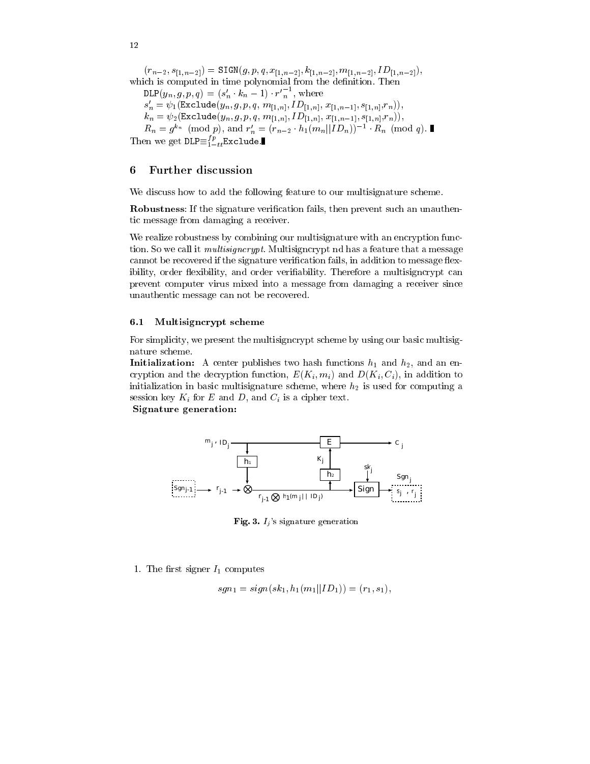$(r_{n-2}, s_{[1,n-2]}) = \mathtt{SIGN}(g, p, q, x_{[1,n-2]}, k_{[1,n-2]}, m_{[1,n-2]}, ID_{[1,n-2]})$, which is computed in time polynomial from the definition. Then

$\mathtt{DLP}(y_n, g, p, q) = (s'_n \cdot k_n - 1) \cdot {r'}_n^{-1}$, where

$s'_n = \psi_1(\mathtt{Exclude}(y_n, g, p, q, m_{[1,n]}, ID_{[1,n]}, x_{[1,n-1]}, s_{[1,n]}, r_n))$,

$k_n = \psi_2(\mathtt{Exclude}(y_n, g, p, q, m_{[1,n]}, ID_{[1,n]}, x_{[1,n-1]}, s_{[1,n]}, r_n))$,

$R_n = g^{k_n} \pmod p$, and $r'_n = (r_{n-2} \cdot h_1(m_n || ID_n))^{-1} \cdot R_n \pmod q$. ∎

Then we get $\mathtt{DLP} \equiv^{fp}_{1-tt} \mathtt{Exclude}$. ∎

## 6 Further discussion

We discuss how to add the following feature to our multisignature scheme.

**Robustness**: If the signature verification fails, then prevent such an unauthentic message from damaging a receiver.

We realize robustness by combining our multisignature with an encryption function. So we call it *multisigncrypt*. Multisigncrypt nd has a feature that a message cannot be recovered if the signature verification fails, in addition to message flexibility, order flexibility, and order verifiability. Therefore a multisigncrypt can prevent computer virus mixed into a message from damaging a receiver since unauthentic message can not be recovered.

### 6.1 Multisigncrypt scheme

For simplicity, we present the multisigncrypt scheme by using our basic multisignature scheme.

**Initialization:** A center publishes two hash functions $h_1$ and $h_2$, and an encryption and the decryption function, $E(K_i, m_i)$ and $D(K_i, C_i)$, in addition to initialization in basic multisignature scheme, where $h_2$ is used for computing a session key $K_i$ for $E$ and $D$, and $C_i$ is a cipher text.

**Signature generation:**

**Fig. 3.** $I_j$'s signature generation

1. The first signer $I_1$ computes

$$sgn_1 = sign(sk_1, h_1(m_1 || ID_1)) = (r_1, s_1),$$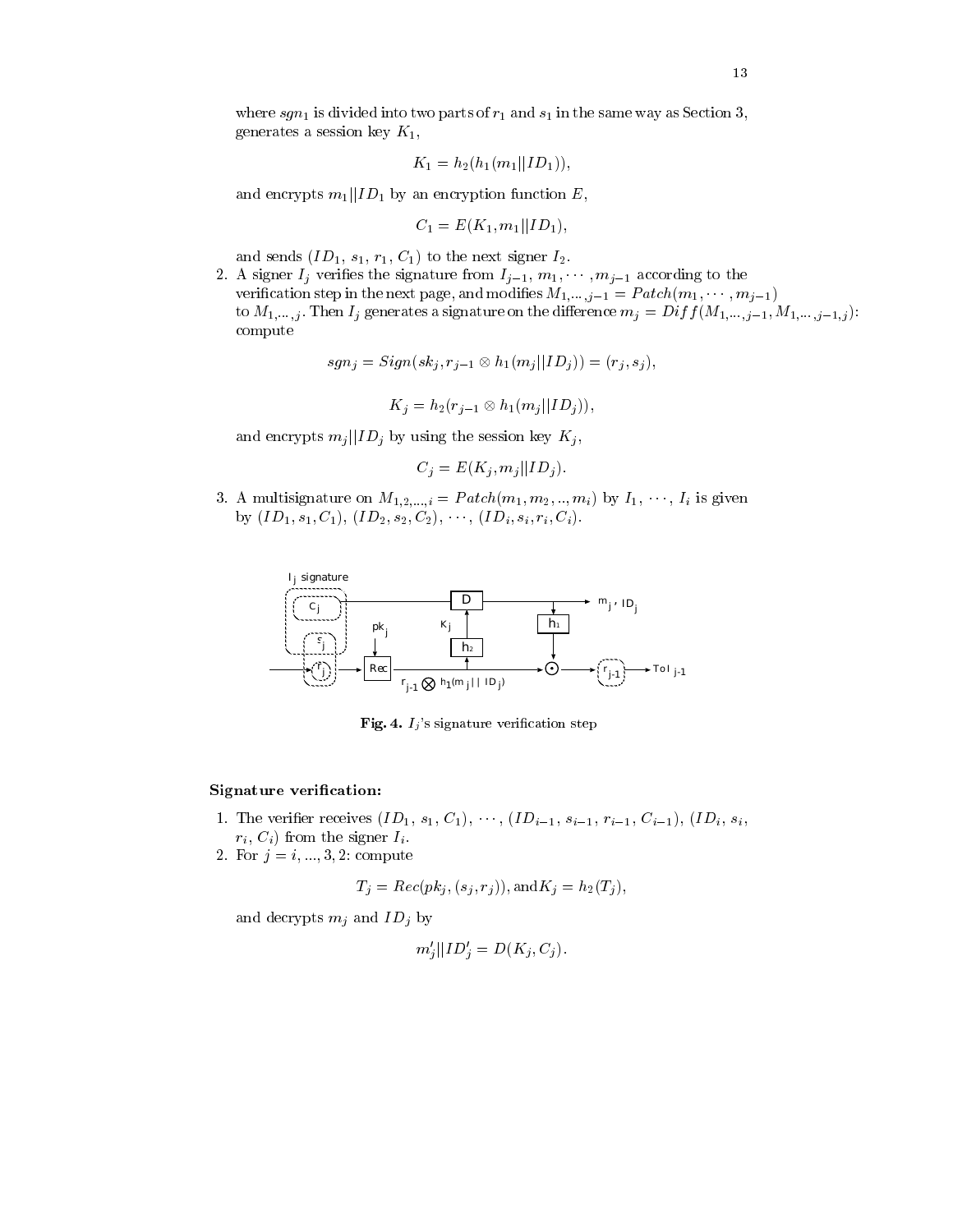where $sgn_1$ is divided into two parts of $r_1$ and $s_1$ in the same way as Section 3, generates a session key $K_1$,

$$K_1 = h_2(h_1(m_1||ID_1)),$$

and encrypts $m_1||ID_1$ by an encryption function $E$,

$$C_1 = E(K_1, m_1||ID_1),$$

and sends $(ID_1, s_1, r_1, C_1)$ to the next signer $I_2$.

2. A signer $I_j$ verifies the signature from $I_{j-1}$, $m_1, \cdots, m_{j-1}$ according to the verification step in the next page, and modifies $M_{1,\cdots,j-1} = Patch(m_1, \cdots, m_{j-1})$ to $M_{1,\cdots,j}$. Then $I_j$ generates a signature on the difference $m_j = Diff(M_{1,\cdots,j-1}, M_{1,\cdots,j-1,j})$: compute

$$sgn_j = Sign(sk_j, r_{j-1} \otimes h_1(m_j||ID_j)) = (r_j, s_j),$$

$$K_j = h_2(r_{j-1} \otimes h_1(m_j||ID_j)),$$

and encrypts $m_j||ID_j$ by using the session key $K_j$,

$$C_j = E(K_j, m_j||ID_j).$$

3. A multisignature on $M_{1,2,\ldots,i} = Patch(m_1, m_2, .., m_i)$ by $I_1, \cdots, I_i$ is given by $(ID_1, s_1, C_1)$, $(ID_2, s_2, C_2)$, $\cdots$, $(ID_i, s_i, r_i, C_i)$.

**Fig. 4.** $I_j$'s signature verification step

**Signature verification:**

1. The verifier receives $(ID_1, s_1, C_1)$, $\cdots$, $(ID_{i-1}, s_{i-1}, r_{i-1}, C_{i-1})$, $(ID_i, s_i, r_i, C_i)$ from the signer $I_i$.
2. For $j = i, ..., 3, 2$: compute

$$T_j = Rec(pk_j, (s_j, r_j)), \text{and} K_j = h_2(T_j),$$

and decrypts $m_j$ and $ID_j$ by

$$m'_j||ID'_j = D(K_j, C_j).$$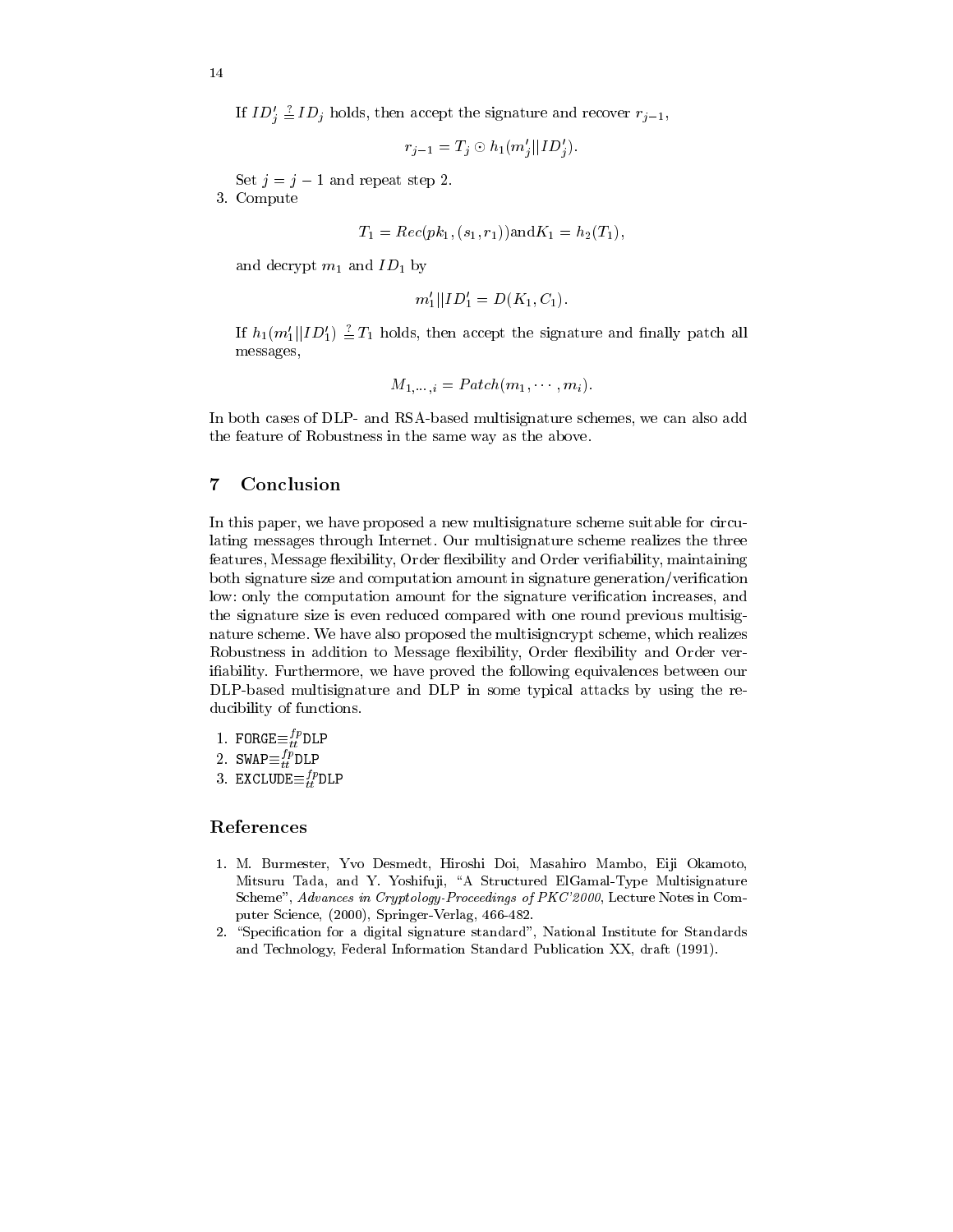If $ID'_j \stackrel{?}{=} ID_j$ holds, then accept the signature and recover $r_{j-1}$,

$$r_{j-1} = T_j \odot h_1(m'_j || ID'_j).$$

Set $j = j - 1$ and repeat step 2.

3. Compute

$$T_1 = Rec(pk_1, (s_1, r_1)) \text{and} K_1 = h_2(T_1),$$

and decrypt $m_1$ and $ID_1$ by

$$m'_1 || ID'_1 = D(K_1, C_1).$$

If $h_1(m'_1 || ID'_1) \stackrel{?}{=} T_1$ holds, then accept the signature and finally patch all messages,

$$M_{1,\cdots,i} = Patch(m_1, \cdots, m_i).$$

In both cases of DLP- and RSA-based multisignature schemes, we can also add the feature of Robustness in the same way as the above.

## 7 Conclusion

In this paper, we have proposed a new multisignature scheme suitable for circulating messages through Internet. Our multisignature scheme realizes the three features, Message flexibility, Order flexibility and Order verifiability, maintaining both signature size and computation amount in signature generation/verification low: only the computation amount for the signature verification increases, and the signature size is even reduced compared with one round previous multisignature scheme. We have also proposed the multisigncrypt scheme, which realizes Robustness in addition to Message flexibility, Order flexibility and Order verifiability. Furthermore, we have proved the following equivalences between our DLP-based multisignature and DLP in some typical attacks by using the reducibility of functions.

1. $\texttt{FORGE} \equiv_{tt}^{fp} \texttt{DLP}$
2. $\texttt{SWAP} \equiv_{tt}^{fp} \texttt{DLP}$
3. $\texttt{EXCLUDE} \equiv_{tt}^{fp} \texttt{DLP}$

## References

1. M. Burmester, Yvo Desmedt, Hiroshi Doi, Masahiro Mambo, Eiji Okamoto, Mitsuru Tada, and Y. Yoshifuji, "A Structured ElGamal-Type Multisignature Scheme", *Advances in Cryptology-Proceedings of PKC'2000*, Lecture Notes in Computer Science, (2000), Springer-Verlag, 466-482.
2. "Specification for a digital signature standard", National Institute for Standards and Technology, Federal Information Standard Publication XX, draft (1991).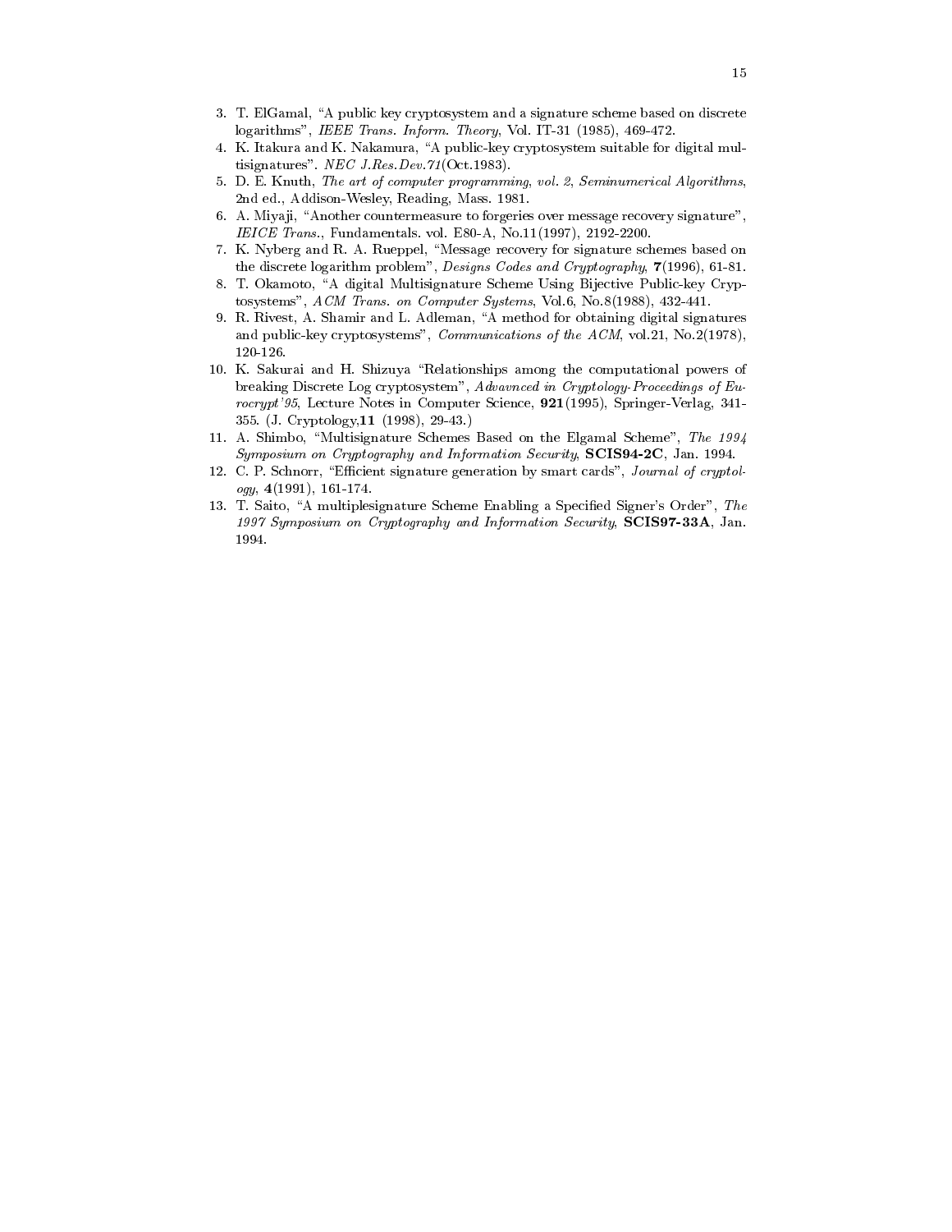3. T. ElGamal, "A public key cryptosystem and a signature scheme based on discrete logarithms", *IEEE Trans. Inform. Theory*, Vol. IT-31 (1985), 469-472.
4. K. Itakura and K. Nakamura, "A public-key cryptosystem suitable for digital multisignatures". *NEC J.Res.Dev.71*(Oct.1983).
5. D. E. Knuth, *The art of computer programming, vol. 2, Seminumerical Algorithms*, 2nd ed., Addison-Wesley, Reading, Mass. 1981.
6. A. Miyaji, "Another countermeasure to forgeries over message recovery signature", *IEICE Trans.*, Fundamentals. vol. E80-A, No.11(1997), 2192-2200.
7. K. Nyberg and R. A. Rueppel, "Message recovery for signature schemes based on the discrete logarithm problem", *Designs Codes and Cryptography*, **7**(1996), 61-81.
8. T. Okamoto, "A digital Multisignature Scheme Using Bijective Public-key Cryptosystems", *ACM Trans. on Computer Systems*, Vol.6, No.8(1988), 432-441.
9. R. Rivest, A. Shamir and L. Adleman, "A method for obtaining digital signatures and public-key cryptosystems", *Communications of the ACM*, vol.21, No.2(1978), 120-126.
10. K. Sakurai and H. Shizuya "Relationships among the computational powers of breaking Discrete Log cryptosystem", *Advavnced in Cryptology-Proceedings of Eurocrypt'95*, Lecture Notes in Computer Science, **921**(1995), Springer-Verlag, 341-355. (J. Cryptology,**11** (1998), 29-43.)
11. A. Shimbo, "Multisignature Schemes Based on the Elgamal Scheme", *The 1994 Symposium on Cryptography and Information Security*, **SCIS94-2C**, Jan. 1994.
12. C. P. Schnorr, "Efficient signature generation by smart cards", *Journal of cryptology*, **4**(1991), 161-174.
13. T. Saito, "A multiplesignature Scheme Enabling a Specified Signer's Order", *The 1997 Symposium on Cryptography and Information Security*, **SCIS97-33A**, Jan. 1994.